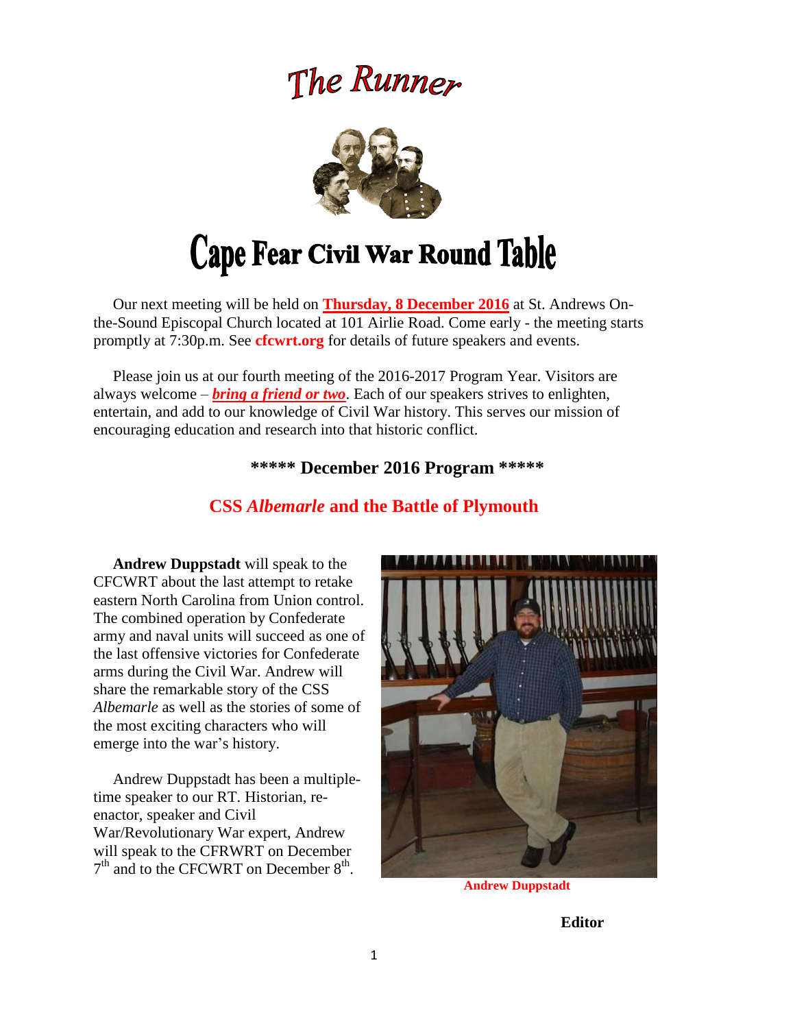# The Runner

# Cape Fear Civil War Round Table

Our next meeting will be held on **Thursday, 8 December 2016** at St. Andrews On-the-Sound Episcopal Church located at 101 Airlie Road. Come early - the meeting starts promptly at 7:30p.m. See **cfcwrt.org** for details of future speakers and events.

Please join us at our fourth meeting of the 2016-2017 Program Year. Visitors are always welcome – ***bring a friend or two***. Each of our speakers strives to enlighten, entertain, and add to our knowledge of Civil War history. This serves our mission of encouraging education and research into that historic conflict.

## \*\*\*\*\* December 2016 Program \*\*\*\*\*

## CSS *Albemarle* and the Battle of Plymouth

**Andrew Duppstadt** will speak to the CFCWRT about the last attempt to retake eastern North Carolina from Union control. The combined operation by Confederate army and naval units will succeed as one of the last offensive victories for Confederate arms during the Civil War. Andrew will share the remarkable story of the CSS *Albemarle* as well as the stories of some of the most exciting characters who will emerge into the war's history.

Andrew Duppstadt has been a multiple-time speaker to our RT. Historian, re-enactor, speaker and Civil War/Revolutionary War expert, Andrew will speak to the CFRWRT on December 7th and to the CFCWRT on December 8th.

**Andrew Duppstadt**

**Editor**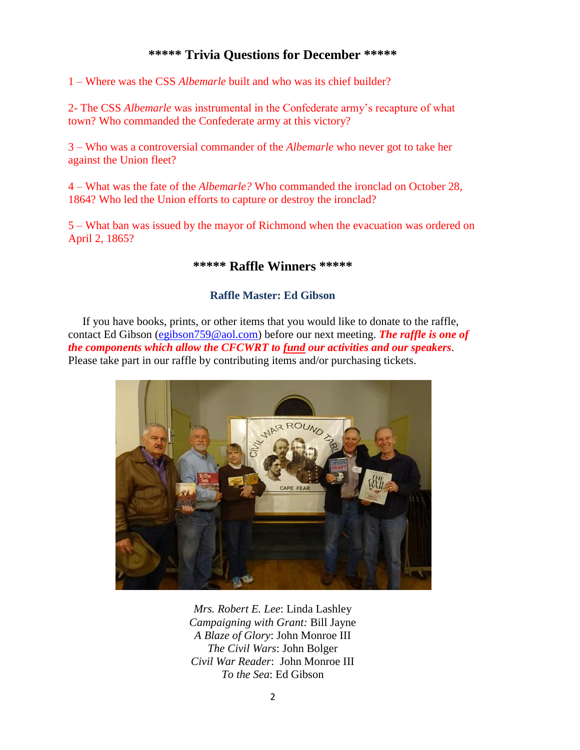## ***** Trivia Questions for December *****

1 – Where was the CSS *Albemarle* built and who was its chief builder?

2- The CSS *Albemarle* was instrumental in the Confederate army's recapture of what town? Who commanded the Confederate army at this victory?

3 – Who was a controversial commander of the *Albemarle* who never got to take her against the Union fleet?

4 – What was the fate of the *Albemarle?* Who commanded the ironclad on October 28, 1864? Who led the Union efforts to capture or destroy the ironclad?

5 – What ban was issued by the mayor of Richmond when the evacuation was ordered on April 2, 1865?

## ***** Raffle Winners *****

### Raffle Master: Ed Gibson

If you have books, prints, or other items that you would like to donate to the raffle, contact Ed Gibson (egibson759@aol.com) before our next meeting. ***The raffle is one of the components which allow the CFCWRT to fund our activities and our speakers***. Please take part in our raffle by contributing items and/or purchasing tickets.

*Mrs. Robert E. Lee*: Linda Lashley
*Campaigning with Grant:* Bill Jayne
*A Blaze of Glory*: John Monroe III
*The Civil Wars*: John Bolger
*Civil War Reader*: John Monroe III
*To the Sea*: Ed Gibson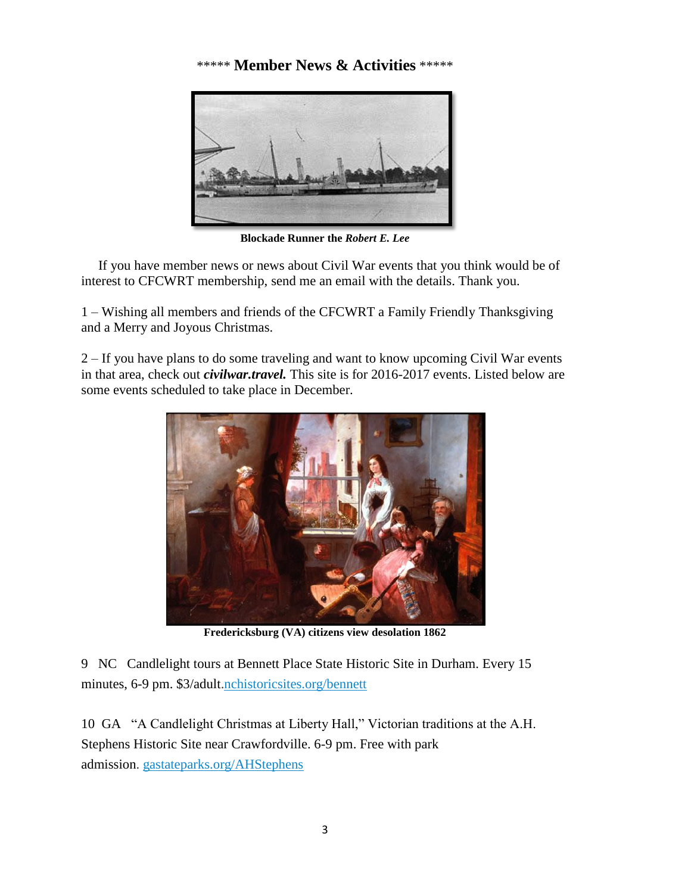\*\*\*\*\* **Member News & Activities** \*\*\*\*\*

**Blockade Runner the *Robert E. Lee***

If you have member news or news about Civil War events that you think would be of interest to CFCWRT membership, send me an email with the details. Thank you.

1 – Wishing all members and friends of the CFCWRT a Family Friendly Thanksgiving and a Merry and Joyous Christmas.

2 – If you have plans to do some traveling and want to know upcoming Civil War events in that area, check out ***civilwar.travel.*** This site is for 2016-2017 events. Listed below are some events scheduled to take place in December.

**Fredericksburg (VA) citizens view desolation 1862**

9 NC Candlelight tours at Bennett Place State Historic Site in Durham. Every 15 minutes, 6-9 pm. $3/adult.nchistoricsites.org/bennett

10 GA "A Candlelight Christmas at Liberty Hall," Victorian traditions at the A.H. Stephens Historic Site near Crawfordville. 6-9 pm. Free with park admission. gastateparks.org/AHStephens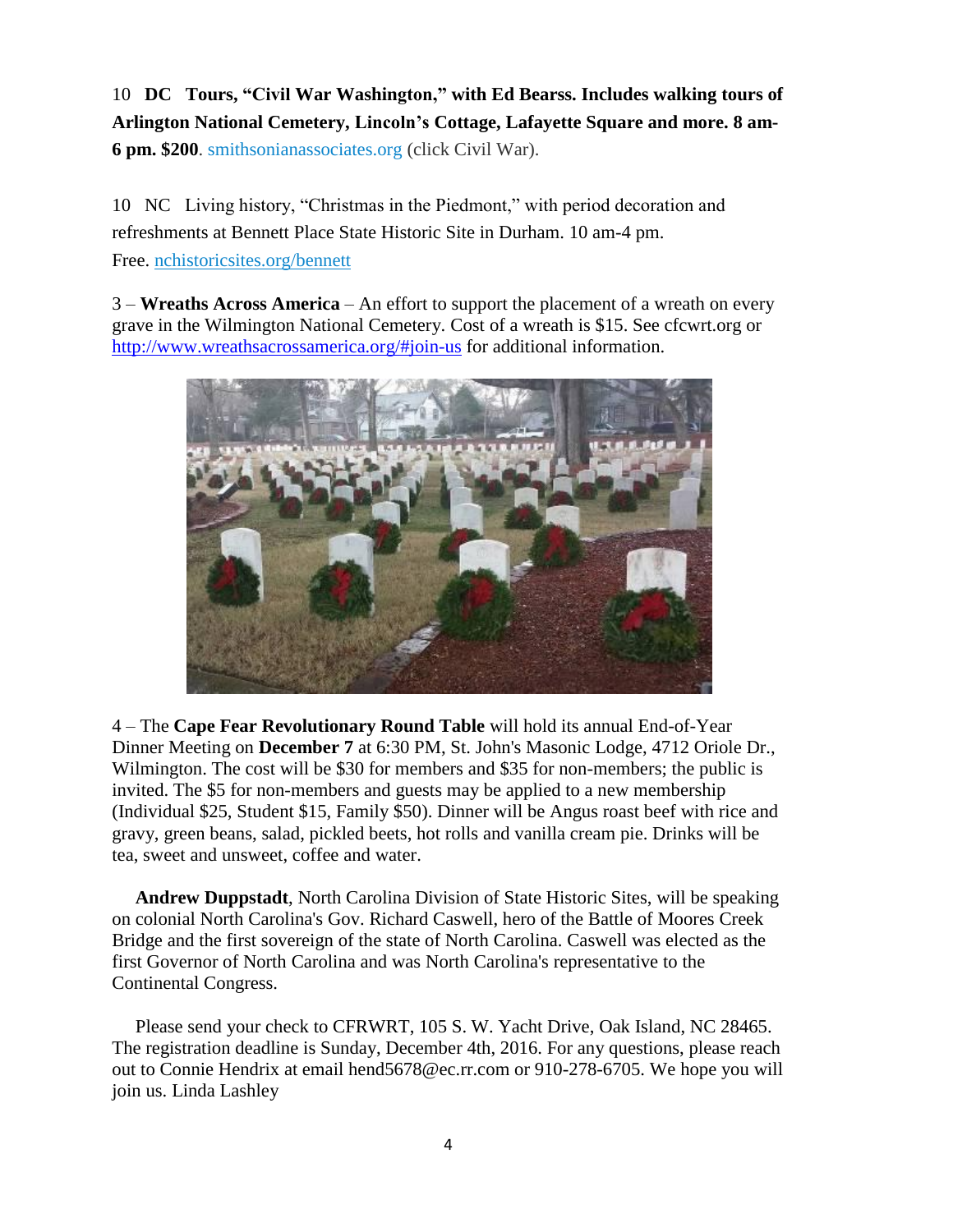10 **DC Tours, "Civil War Washington," with Ed Bearss. Includes walking tours of Arlington National Cemetery, Lincoln's Cottage, Lafayette Square and more. 8 am-6 pm. $200**. smithsonianassociates.org (click Civil War).

10 NC Living history, "Christmas in the Piedmont," with period decoration and refreshments at Bennett Place State Historic Site in Durham. 10 am-4 pm. Free. nchistoricsites.org/bennett

3 – **Wreaths Across America** – An effort to support the placement of a wreath on every grave in the Wilmington National Cemetery. Cost of a wreath is $15. See cfcwrt.org or http://www.wreathsacrossamerica.org/#join-us for additional information.

4 – The **Cape Fear Revolutionary Round Table** will hold its annual End-of-Year Dinner Meeting on **December 7** at 6:30 PM, St. John's Masonic Lodge, 4712 Oriole Dr., Wilmington. The cost will be $30 for members and $35 for non-members; the public is invited. The $5 for non-members and guests may be applied to a new membership (Individual $25, Student $15, Family $50). Dinner will be Angus roast beef with rice and gravy, green beans, salad, pickled beets, hot rolls and vanilla cream pie. Drinks will be tea, sweet and unsweet, coffee and water.

**Andrew Duppstadt**, North Carolina Division of State Historic Sites, will be speaking on colonial North Carolina's Gov. Richard Caswell, hero of the Battle of Moores Creek Bridge and the first sovereign of the state of North Carolina. Caswell was elected as the first Governor of North Carolina and was North Carolina's representative to the Continental Congress.

Please send your check to CFRWRT, 105 S. W. Yacht Drive, Oak Island, NC 28465. The registration deadline is Sunday, December 4th, 2016. For any questions, please reach out to Connie Hendrix at email hend5678@ec.rr.com or 910-278-6705. We hope you will join us. Linda Lashley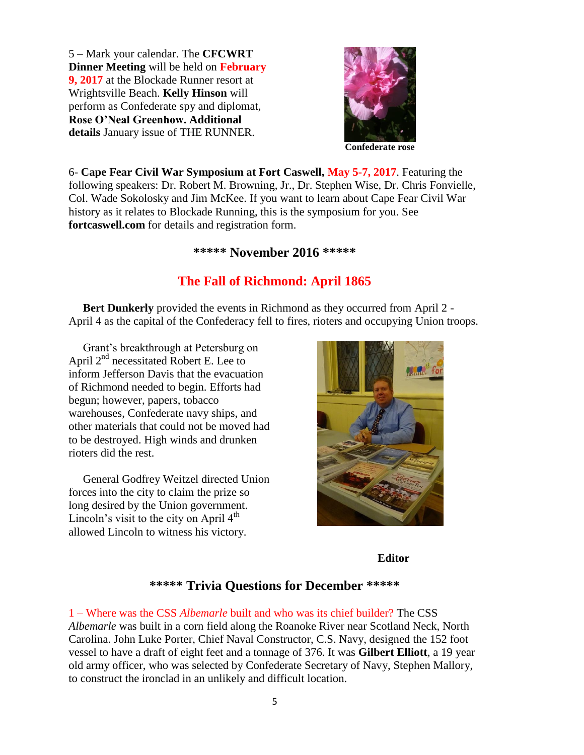5 – Mark your calendar. The **CFCWRT Dinner Meeting** will be held on **February 9, 2017** at the Blockade Runner resort at Wrightsville Beach. **Kelly Hinson** will perform as Confederate spy and diplomat, **Rose O'Neal Greenhow. Additional details** January issue of THE RUNNER.

**Confederate rose**

6- **Cape Fear Civil War Symposium at Fort Caswell, May 5-7, 2017**. Featuring the following speakers: Dr. Robert M. Browning, Jr., Dr. Stephen Wise, Dr. Chris Fonvielle, Col. Wade Sokolosky and Jim McKee. If you want to learn about Cape Fear Civil War history as it relates to Blockade Running, this is the symposium for you. See **fortcaswell.com** for details and registration form.

## ***** November 2016 *****

## The Fall of Richmond: April 1865

**Bert Dunkerly** provided the events in Richmond as they occurred from April 2 - April 4 as the capital of the Confederacy fell to fires, rioters and occupying Union troops.

Grant's breakthrough at Petersburg on April 2nd necessitated Robert E. Lee to inform Jefferson Davis that the evacuation of Richmond needed to begin. Efforts had begun; however, papers, tobacco warehouses, Confederate navy ships, and other materials that could not be moved had to be destroyed. High winds and drunken rioters did the rest.

General Godfrey Weitzel directed Union forces into the city to claim the prize so long desired by the Union government. Lincoln's visit to the city on April 4th allowed Lincoln to witness his victory.

**Editor**

## ***** Trivia Questions for December *****

1 – Where was the CSS *Albemarle* built and who was its chief builder? The CSS *Albemarle* was built in a corn field along the Roanoke River near Scotland Neck, North Carolina. John Luke Porter, Chief Naval Constructor, C.S. Navy, designed the 152 foot vessel to have a draft of eight feet and a tonnage of 376. It was **Gilbert Elliott**, a 19 year old army officer, who was selected by Confederate Secretary of Navy, Stephen Mallory, to construct the ironclad in an unlikely and difficult location.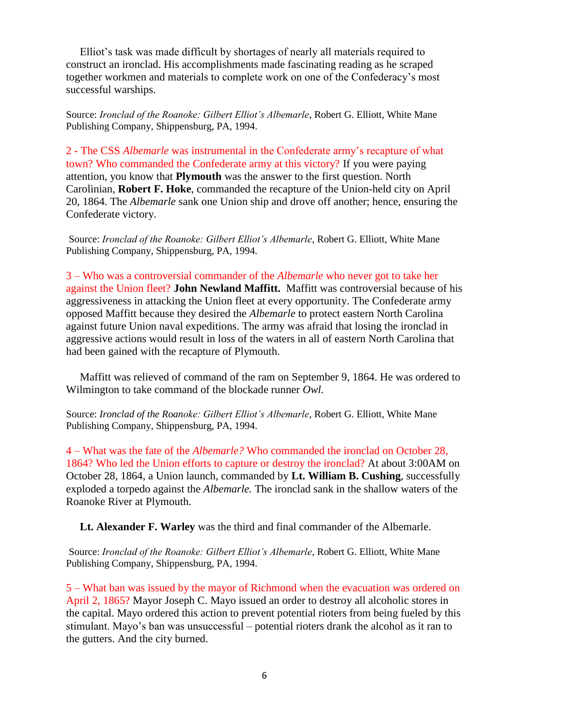Elliot's task was made difficult by shortages of nearly all materials required to construct an ironclad. His accomplishments made fascinating reading as he scraped together workmen and materials to complete work on one of the Confederacy's most successful warships.

Source: *Ironclad of the Roanoke: Gilbert Elliot's Albemarle*, Robert G. Elliott, White Mane Publishing Company, Shippensburg, PA, 1994.

2 - The CSS *Albemarle* was instrumental in the Confederate army's recapture of what town? Who commanded the Confederate army at this victory? If you were paying attention, you know that **Plymouth** was the answer to the first question. North Carolinian, **Robert F. Hoke**, commanded the recapture of the Union-held city on April 20, 1864. The *Albemarle* sank one Union ship and drove off another; hence, ensuring the Confederate victory.

Source: *Ironclad of the Roanoke: Gilbert Elliot's Albemarle*, Robert G. Elliott, White Mane Publishing Company, Shippensburg, PA, 1994.

3 – Who was a controversial commander of the *Albemarle* who never got to take her against the Union fleet? **John Newland Maffitt.** Maffitt was controversial because of his aggressiveness in attacking the Union fleet at every opportunity. The Confederate army opposed Maffitt because they desired the *Albemarle* to protect eastern North Carolina against future Union naval expeditions. The army was afraid that losing the ironclad in aggressive actions would result in loss of the waters in all of eastern North Carolina that had been gained with the recapture of Plymouth.

Maffitt was relieved of command of the ram on September 9, 1864. He was ordered to Wilmington to take command of the blockade runner *Owl.*

Source: *Ironclad of the Roanoke: Gilbert Elliot's Albemarle*, Robert G. Elliott, White Mane Publishing Company, Shippensburg, PA, 1994.

4 – What was the fate of the *Albemarle?* Who commanded the ironclad on October 28, 1864? Who led the Union efforts to capture or destroy the ironclad? At about 3:00AM on October 28, 1864, a Union launch, commanded by **Lt. William B. Cushing**, successfully exploded a torpedo against the *Albemarle.* The ironclad sank in the shallow waters of the Roanoke River at Plymouth.

**Lt. Alexander F. Warley** was the third and final commander of the Albemarle.

Source: *Ironclad of the Roanoke: Gilbert Elliot's Albemarle*, Robert G. Elliott, White Mane Publishing Company, Shippensburg, PA, 1994.

5 – What ban was issued by the mayor of Richmond when the evacuation was ordered on April 2, 1865? Mayor Joseph C. Mayo issued an order to destroy all alcoholic stores in the capital. Mayo ordered this action to prevent potential rioters from being fueled by this stimulant. Mayo's ban was unsuccessful – potential rioters drank the alcohol as it ran to the gutters. And the city burned.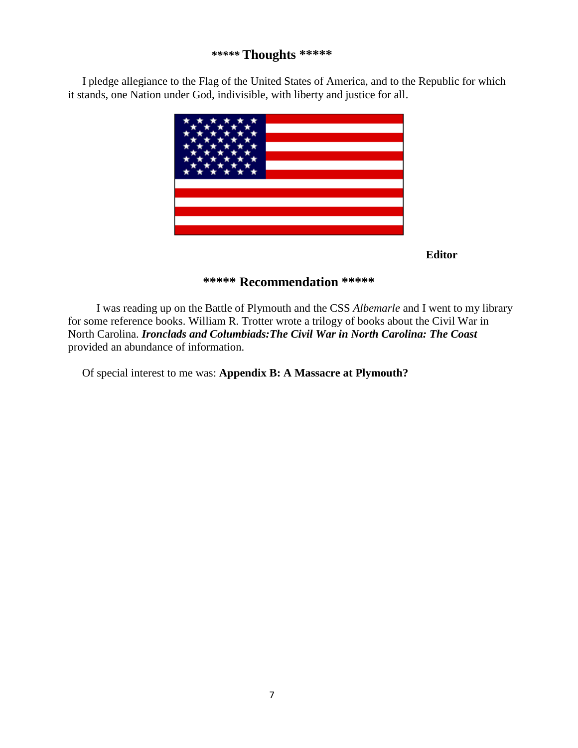## ***** Thoughts *****

I pledge allegiance to the Flag of the United States of America, and to the Republic for which it stands, one Nation under God, indivisible, with liberty and justice for all.

**Editor**

## ***** Recommendation *****

I was reading up on the Battle of Plymouth and the CSS *Albemarle* and I went to my library for some reference books. William R. Trotter wrote a trilogy of books about the Civil War in North Carolina. ***Ironclads and Columbiads:The Civil War in North Carolina: The Coast*** provided an abundance of information.

Of special interest to me was: **Appendix B: A Massacre at Plymouth?**